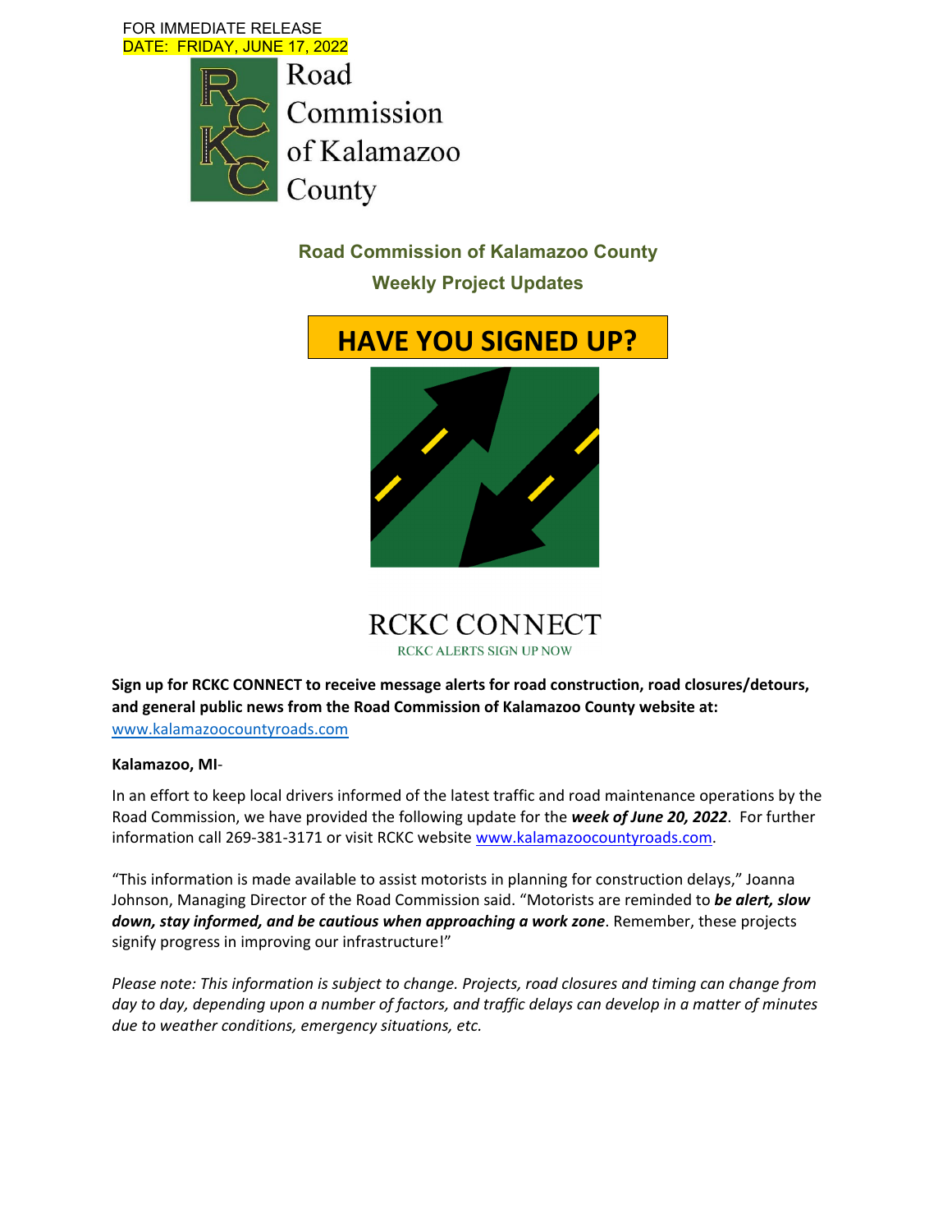FOR IMMEDIATE RELEASE
DATE: FRIDAY, JUNE 17, 2022

Road Commission of Kalamazoo County

## Road Commission of Kalamazoo County

## Weekly Project Updates

# HAVE YOU SIGNED UP?

RCKC CONNECT

RCKC ALERTS SIGN UP NOW

**Sign up for RCKC CONNECT to receive message alerts for road construction, road closures/detours, and general public news from the Road Commission of Kalamazoo County website at:** www.kalamazoocountyroads.com

**Kalamazoo, MI**-

In an effort to keep local drivers informed of the latest traffic and road maintenance operations by the Road Commission, we have provided the following update for the ***week of June 20, 2022***. For further information call 269-381-3171 or visit RCKC website www.kalamazoocountyroads.com.

"This information is made available to assist motorists in planning for construction delays," Joanna Johnson, Managing Director of the Road Commission said. "Motorists are reminded to ***be alert, slow down, stay informed, and be cautious when approaching a work zone***. Remember, these projects signify progress in improving our infrastructure!"

*Please note: This information is subject to change. Projects, road closures and timing can change from day to day, depending upon a number of factors, and traffic delays can develop in a matter of minutes due to weather conditions, emergency situations, etc.*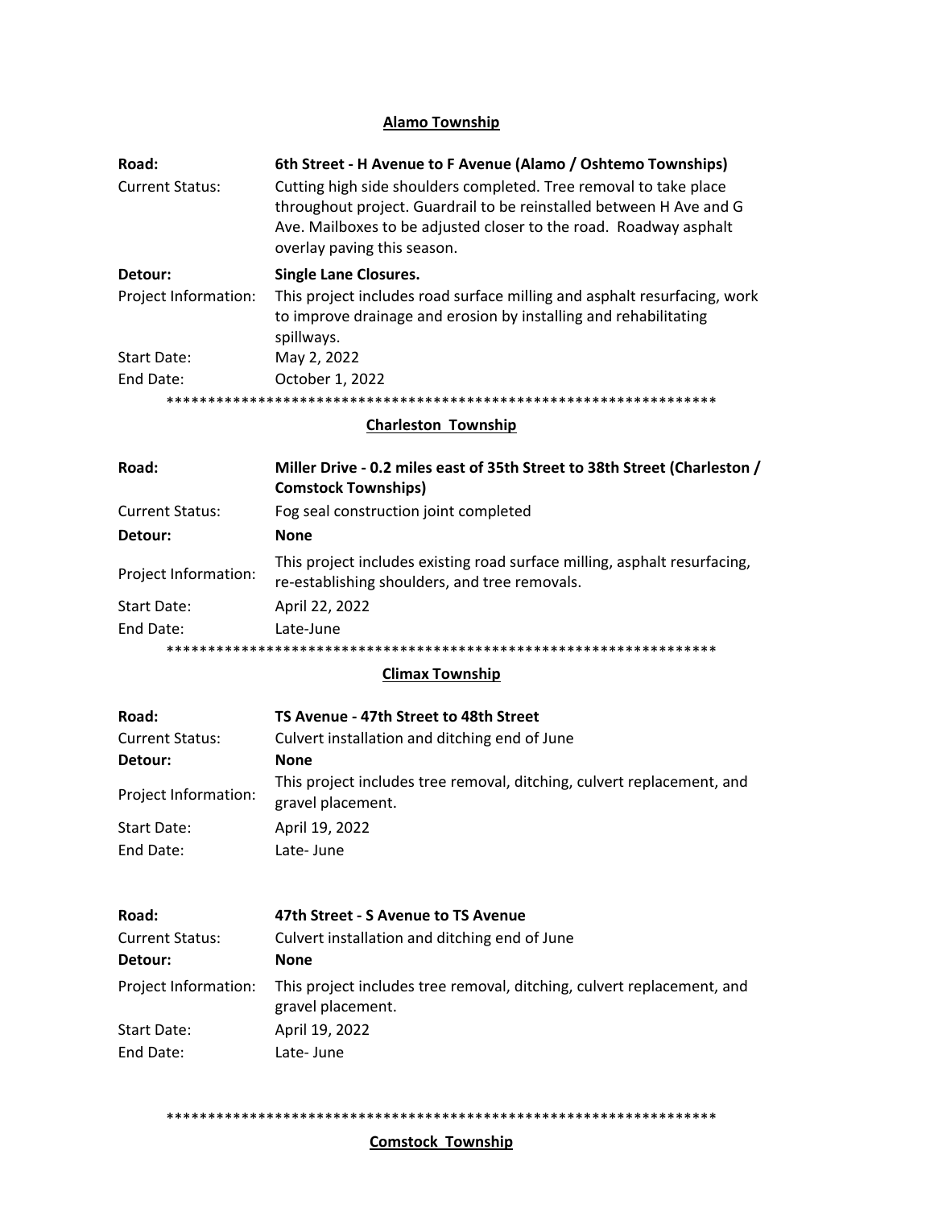## Alamo Township

| | |
|---|---|
| **Road:** | **6th Street - H Avenue to F Avenue (Alamo / Oshtemo Townships)** |
| Current Status: | Cutting high side shoulders completed. Tree removal to take place throughout project. Guardrail to be reinstalled between H Ave and G Ave. Mailboxes to be adjusted closer to the road. Roadway asphalt overlay paving this season. |
| **Detour:** | **Single Lane Closures.** |
| Project Information: | This project includes road surface milling and asphalt resurfacing, work to improve drainage and erosion by installing and rehabilitating spillways. |
| Start Date: | May 2, 2022 |
| End Date: | October 1, 2022 |

*******************************************************************

## Charleston Township

| | |
|---|---|
| **Road:** | **Miller Drive - 0.2 miles east of 35th Street to 38th Street (Charleston / Comstock Townships)** |
| Current Status: | Fog seal construction joint completed |
| **Detour:** | **None** |
| Project Information: | This project includes existing road surface milling, asphalt resurfacing, re-establishing shoulders, and tree removals. |
| Start Date: | April 22, 2022 |
| End Date: | Late-June |

*******************************************************************

## Climax Township

| | |
|---|---|
| **Road:** | **TS Avenue - 47th Street to 48th Street** |
| Current Status: | Culvert installation and ditching end of June |
| **Detour:** | **None** |
| Project Information: | This project includes tree removal, ditching, culvert replacement, and gravel placement. |
| Start Date: | April 19, 2022 |
| End Date: | Late- June |

| | |
|---|---|
| **Road:** | **47th Street - S Avenue to TS Avenue** |
| Current Status: | Culvert installation and ditching end of June |
| **Detour:** | **None** |
| Project Information: | This project includes tree removal, ditching, culvert replacement, and gravel placement. |
| Start Date: | April 19, 2022 |
| End Date: | Late- June |

*******************************************************************

## Comstock Township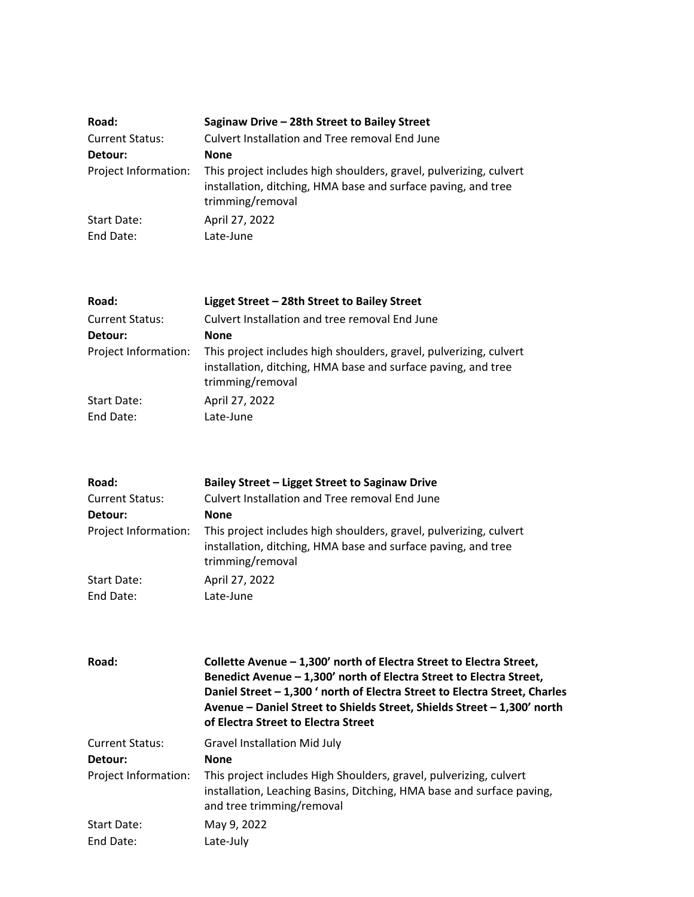| | |
|---|---|
| **Road:** | **Saginaw Drive – 28th Street to Bailey Street** |
| Current Status: | Culvert Installation and Tree removal End June |
| **Detour:** | **None** |
| Project Information: | This project includes high shoulders, gravel, pulverizing, culvert installation, ditching, HMA base and surface paving, and tree trimming/removal |
| Start Date: | April 27, 2022 |
| End Date: | Late-June |

| | |
|---|---|
| **Road:** | **Ligget Street – 28th Street to Bailey Street** |
| Current Status: | Culvert Installation and tree removal End June |
| **Detour:** | **None** |
| Project Information: | This project includes high shoulders, gravel, pulverizing, culvert installation, ditching, HMA base and surface paving, and tree trimming/removal |
| Start Date: | April 27, 2022 |
| End Date: | Late-June |

| | |
|---|---|
| **Road:** | **Bailey Street – Ligget Street to Saginaw Drive** |
| Current Status: | Culvert Installation and Tree removal End June |
| **Detour:** | **None** |
| Project Information: | This project includes high shoulders, gravel, pulverizing, culvert installation, ditching, HMA base and surface paving, and tree trimming/removal |
| Start Date: | April 27, 2022 |
| End Date: | Late-June |

| | |
|---|---|
| **Road:** | **Collette Avenue – 1,300' north of Electra Street to Electra Street, Benedict Avenue – 1,300' north of Electra Street to Electra Street, Daniel Street – 1,300 ' north of Electra Street to Electra Street, Charles Avenue – Daniel Street to Shields Street, Shields Street – 1,300' north of Electra Street to Electra Street** |
| Current Status: | Gravel Installation Mid July |
| **Detour:** | **None** |
| Project Information: | This project includes High Shoulders, gravel, pulverizing, culvert installation, Leaching Basins, Ditching, HMA base and surface paving, and tree trimming/removal |
| Start Date: | May 9, 2022 |
| End Date: | Late-July |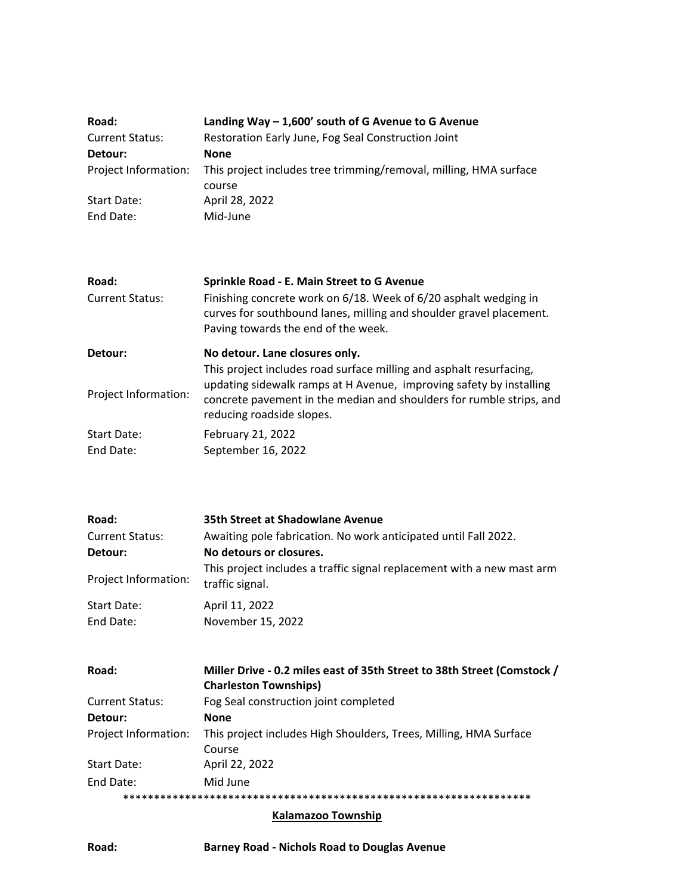| | |
|---|---|
| **Road:** | **Landing Way – 1,600' south of G Avenue to G Avenue** |
| Current Status: | Restoration Early June, Fog Seal Construction Joint |
| **Detour:** | **None** |
| Project Information: | This project includes tree trimming/removal, milling, HMA surface course |
| Start Date: | April 28, 2022 |
| End Date: | Mid-June |

| | |
|---|---|
| **Road:** | **Sprinkle Road - E. Main Street to G Avenue** |
| Current Status: | Finishing concrete work on 6/18. Week of 6/20 asphalt wedging in curves for southbound lanes, milling and shoulder gravel placement. Paving towards the end of the week. |
| **Detour:** | **No detour. Lane closures only.** |
| Project Information: | This project includes road surface milling and asphalt resurfacing, updating sidewalk ramps at H Avenue, improving safety by installing concrete pavement in the median and shoulders for rumble strips, and reducing roadside slopes. |
| Start Date: | February 21, 2022 |
| End Date: | September 16, 2022 |

| | |
|---|---|
| **Road:** | **35th Street at Shadowlane Avenue** |
| Current Status: | Awaiting pole fabrication. No work anticipated until Fall 2022. |
| **Detour:** | **No detours or closures.** |
| Project Information: | This project includes a traffic signal replacement with a new mast arm traffic signal. |
| Start Date: | April 11, 2022 |
| End Date: | November 15, 2022 |

| | |
|---|---|
| **Road:** | **Miller Drive - 0.2 miles east of 35th Street to 38th Street (Comstock / Charleston Townships)** |
| Current Status: | Fog Seal construction joint completed |
| **Detour:** | **None** |
| Project Information: | This project includes High Shoulders, Trees, Milling, HMA Surface Course |
| Start Date: | April 22, 2022 |
| End Date: | Mid June |

******************************************************************

## Kalamazoo Township

| | |
|---|---|
| **Road:** | **Barney Road - Nichols Road to Douglas Avenue** |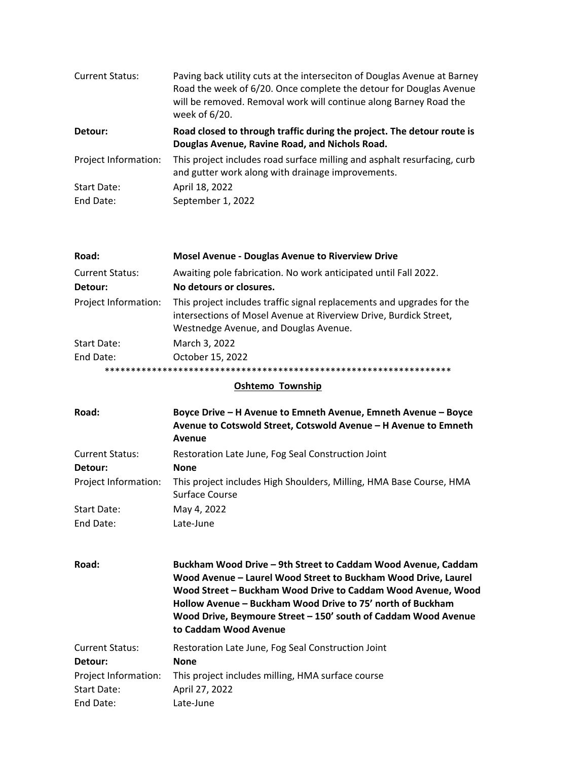| | |
|---|---|
| Current Status: | Paving back utility cuts at the interseciton of Douglas Avenue at Barney Road the week of 6/20. Once complete the detour for Douglas Avenue will be removed. Removal work will continue along Barney Road the week of 6/20. |
| **Detour:** | **Road closed to through traffic during the project. The detour route is Douglas Avenue, Ravine Road, and Nichols Road.** |
| Project Information: | This project includes road surface milling and asphalt resurfacing, curb and gutter work along with drainage improvements. |
| Start Date: | April 18, 2022 |
| End Date: | September 1, 2022 |

| | |
|---|---|
| **Road:** | **Mosel Avenue - Douglas Avenue to Riverview Drive** |
| Current Status: | Awaiting pole fabrication. No work anticipated until Fall 2022. |
| **Detour:** | **No detours or closures.** |
| Project Information: | This project includes traffic signal replacements and upgrades for the intersections of Mosel Avenue at Riverview Drive, Burdick Street, Westnedge Avenue, and Douglas Avenue. |
| Start Date: | March 3, 2022 |
| End Date: | October 15, 2022 |

*******************************************************************

## Oshtemo Township

| | |
|---|---|
| **Road:** | **Boyce Drive – H Avenue to Emneth Avenue, Emneth Avenue – Boyce Avenue to Cotswold Street, Cotswold Avenue – H Avenue to Emneth Avenue** |
| Current Status: | Restoration Late June, Fog Seal Construction Joint |
| **Detour:** | **None** |
| Project Information: | This project includes High Shoulders, Milling, HMA Base Course, HMA Surface Course |
| Start Date: | May 4, 2022 |
| End Date: | Late-June |

| | |
|---|---|
| **Road:** | **Buckham Wood Drive – 9th Street to Caddam Wood Avenue, Caddam Wood Avenue – Laurel Wood Street to Buckham Wood Drive, Laurel Wood Street – Buckham Wood Drive to Caddam Wood Avenue, Wood Hollow Avenue – Buckham Wood Drive to 75' north of Buckham Wood Drive, Beymoure Street – 150' south of Caddam Wood Avenue to Caddam Wood Avenue** |
| Current Status: | Restoration Late June, Fog Seal Construction Joint |
| **Detour:** | **None** |
| Project Information: | This project includes milling, HMA surface course |
| Start Date: | April 27, 2022 |
| End Date: | Late-June |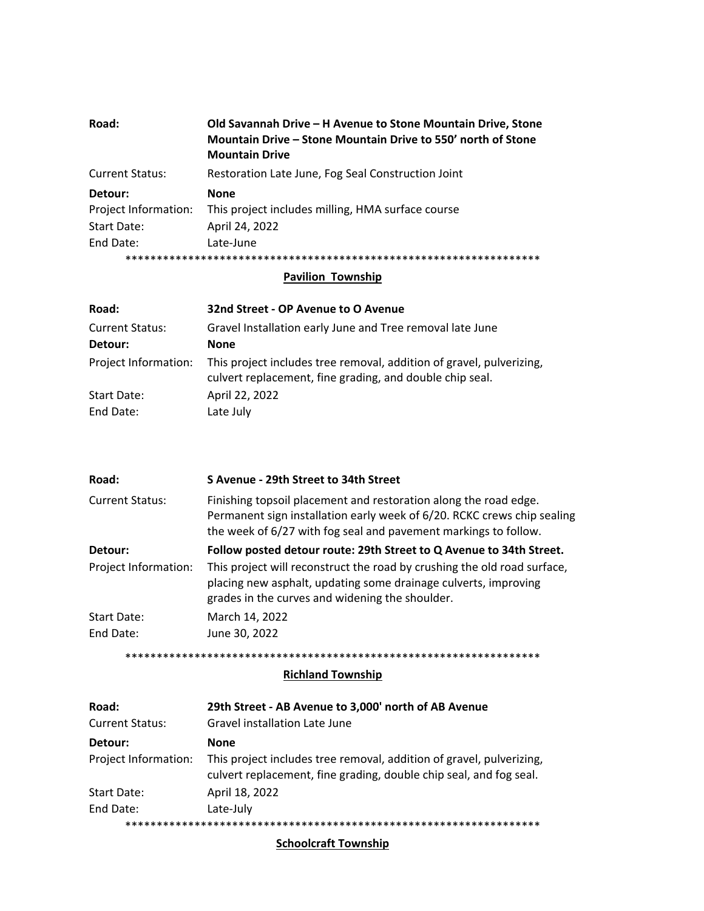| | |
|---|---|
| **Road:** | **Old Savannah Drive – H Avenue to Stone Mountain Drive, Stone Mountain Drive – Stone Mountain Drive to 550' north of Stone Mountain Drive** |
| Current Status: | Restoration Late June, Fog Seal Construction Joint |
| **Detour:** | **None** |
| Project Information: | This project includes milling, HMA surface course |
| Start Date: | April 24, 2022 |
| End Date: | Late-June |

*******************************************************************

## Pavilion Township

| | |
|---|---|
| **Road:** | **32nd Street - OP Avenue to O Avenue** |
| Current Status: | Gravel Installation early June and Tree removal late June |
| **Detour:** | **None** |
| Project Information: | This project includes tree removal, addition of gravel, pulverizing, culvert replacement, fine grading, and double chip seal. |
| Start Date: | April 22, 2022 |
| End Date: | Late July |

| | |
|---|---|
| **Road:** | **S Avenue - 29th Street to 34th Street** |
| Current Status: | Finishing topsoil placement and restoration along the road edge. Permanent sign installation early week of 6/20. RCKC crews chip sealing the week of 6/27 with fog seal and pavement markings to follow. |
| **Detour:** | **Follow posted detour route: 29th Street to Q Avenue to 34th Street.** |
| Project Information: | This project will reconstruct the road by crushing the old road surface, placing new asphalt, updating some drainage culverts, improving grades in the curves and widening the shoulder. |
| Start Date: | March 14, 2022 |
| End Date: | June 30, 2022 |

*******************************************************************

## Richland Township

| | |
|---|---|
| **Road:** | **29th Street - AB Avenue to 3,000' north of AB Avenue** |
| Current Status: | Gravel installation Late June |
| **Detour:** | **None** |
| Project Information: | This project includes tree removal, addition of gravel, pulverizing, culvert replacement, fine grading, double chip seal, and fog seal. |
| Start Date: | April 18, 2022 |
| End Date: | Late-July |

*******************************************************************

## Schoolcraft Township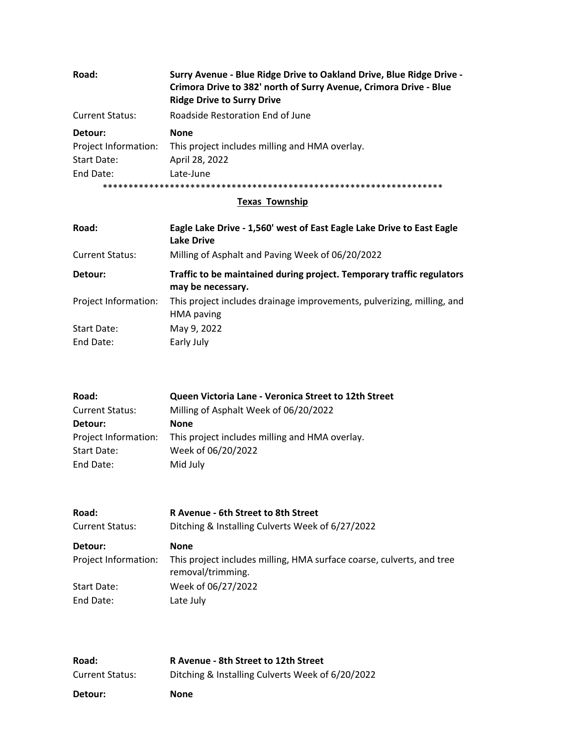**Road:** **Surry Avenue - Blue Ridge Drive to Oakland Drive, Blue Ridge Drive - Crimora Drive to 382' north of Surry Avenue, Crimora Drive - Blue Ridge Drive to Surry Drive**

Current Status: Roadside Restoration End of June

**Detour:** **None**

Project Information: This project includes milling and HMA overlay.

Start Date: April 28, 2022

End Date: Late-June

*******************************************************************

## Texas Township

**Road:** **Eagle Lake Drive - 1,560' west of East Eagle Lake Drive to East Eagle Lake Drive**

Current Status: Milling of Asphalt and Paving Week of 06/20/2022

**Detour:** **Traffic to be maintained during project. Temporary traffic regulators may be necessary.**

Project Information: This project includes drainage improvements, pulverizing, milling, and HMA paving

Start Date: May 9, 2022

End Date: Early July

**Road:** **Queen Victoria Lane - Veronica Street to 12th Street**

Current Status: Milling of Asphalt Week of 06/20/2022

**Detour:** **None**

Project Information: This project includes milling and HMA overlay.

Start Date: Week of 06/20/2022

End Date: Mid July

**Road:** **R Avenue - 6th Street to 8th Street**

Current Status: Ditching & Installing Culverts Week of 6/27/2022

**Detour:** **None**

Project Information: This project includes milling, HMA surface coarse, culverts, and tree removal/trimming.

Start Date: Week of 06/27/2022

End Date: Late July

**Road:** **R Avenue - 8th Street to 12th Street**

Current Status: Ditching & Installing Culverts Week of 6/20/2022

**Detour:** **None**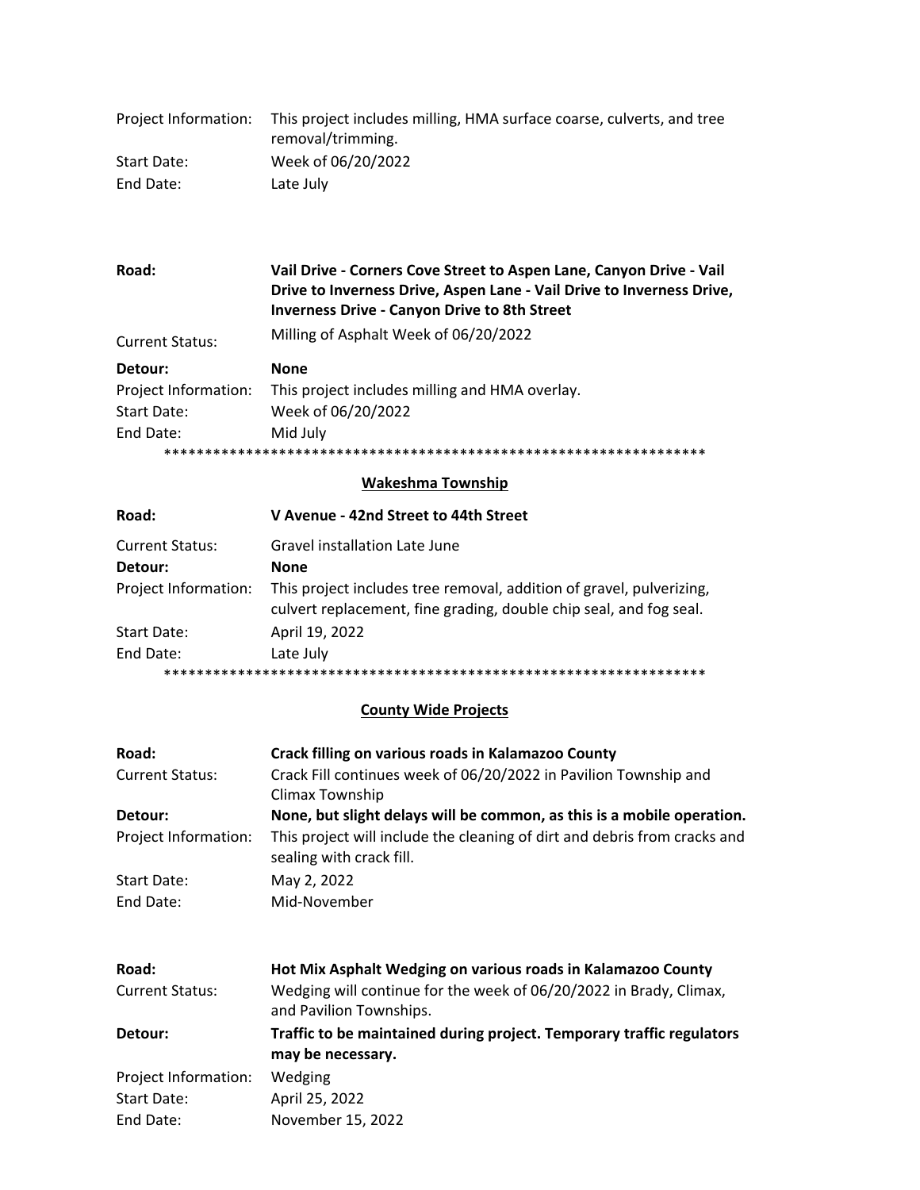| | |
|---|---|
| Project Information: | This project includes milling, HMA surface coarse, culverts, and tree removal/trimming. |
| Start Date: | Week of 06/20/2022 |
| End Date: | Late July |

| | |
|---|---|
| **Road:** | **Vail Drive - Corners Cove Street to Aspen Lane, Canyon Drive - Vail Drive to Inverness Drive, Aspen Lane - Vail Drive to Inverness Drive, Inverness Drive - Canyon Drive to 8th Street** |
| Current Status: | Milling of Asphalt Week of 06/20/2022 |
| **Detour:** | **None** |
| Project Information: | This project includes milling and HMA overlay. |
| Start Date: | Week of 06/20/2022 |
| End Date: | Mid July |

*****************************************************************

## Wakeshma Township

| | |
|---|---|
| **Road:** | **V Avenue - 42nd Street to 44th Street** |
| Current Status: | Gravel installation Late June |
| **Detour:** | **None** |
| Project Information: | This project includes tree removal, addition of gravel, pulverizing, culvert replacement, fine grading, double chip seal, and fog seal. |
| Start Date: | April 19, 2022 |
| End Date: | Late July |

*****************************************************************

## County Wide Projects

| | |
|---|---|
| **Road:** | **Crack filling on various roads in Kalamazoo County** |
| Current Status: | Crack Fill continues week of 06/20/2022 in Pavilion Township and Climax Township |
| **Detour:** | **None, but slight delays will be common, as this is a mobile operation.** |
| Project Information: | This project will include the cleaning of dirt and debris from cracks and sealing with crack fill. |
| Start Date: | May 2, 2022 |
| End Date: | Mid-November |

| | |
|---|---|
| **Road:** | **Hot Mix Asphalt Wedging on various roads in Kalamazoo County** |
| Current Status: | Wedging will continue for the week of 06/20/2022 in Brady, Climax, and Pavilion Townships. |
| **Detour:** | **Traffic to be maintained during project. Temporary traffic regulators may be necessary.** |
| Project Information: | Wedging |
| Start Date: | April 25, 2022 |
| End Date: | November 15, 2022 |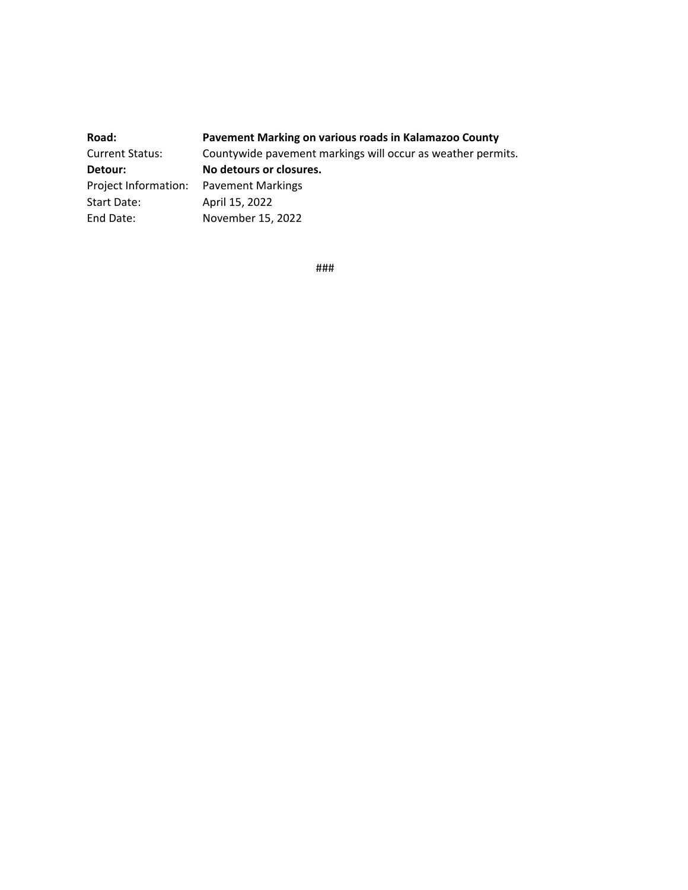**Road:** **Pavement Marking on various roads in Kalamazoo County**
Current Status: Countywide pavement markings will occur as weather permits.
**Detour:** **No detours or closures.**
Project Information: Pavement Markings
Start Date: April 15, 2022
End Date: November 15, 2022

###